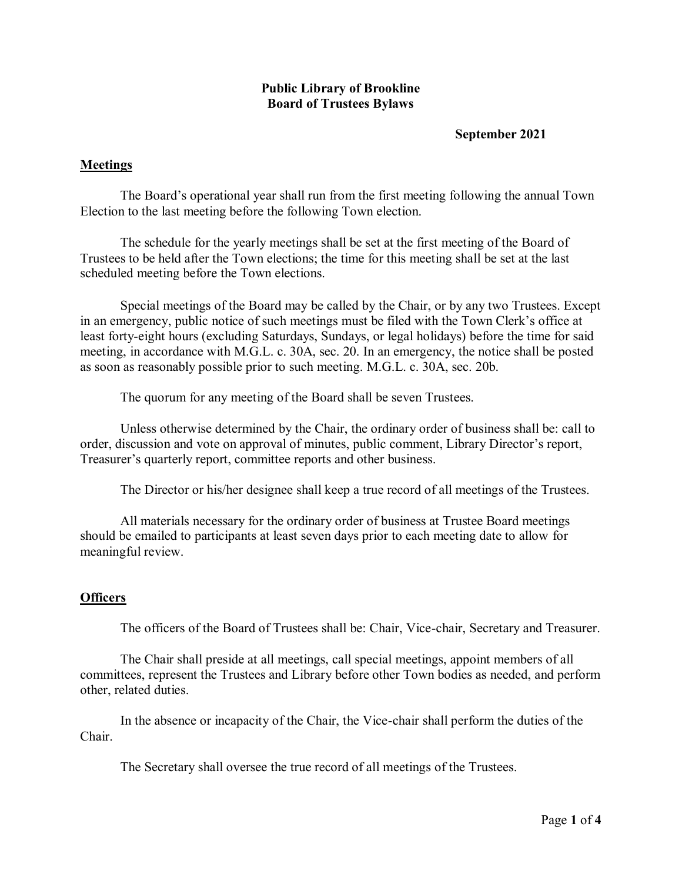# Public Library of Brookline
# Board of Trustees Bylaws

**September 2021**

## Meetings

The Board's operational year shall run from the first meeting following the annual Town Election to the last meeting before the following Town election.

The schedule for the yearly meetings shall be set at the first meeting of the Board of Trustees to be held after the Town elections; the time for this meeting shall be set at the last scheduled meeting before the Town elections.

Special meetings of the Board may be called by the Chair, or by any two Trustees. Except in an emergency, public notice of such meetings must be filed with the Town Clerk's office at least forty-eight hours (excluding Saturdays, Sundays, or legal holidays) before the time for said meeting, in accordance with M.G.L. c. 30A, sec. 20. In an emergency, the notice shall be posted as soon as reasonably possible prior to such meeting. M.G.L. c. 30A, sec. 20b.

The quorum for any meeting of the Board shall be seven Trustees.

Unless otherwise determined by the Chair, the ordinary order of business shall be: call to order, discussion and vote on approval of minutes, public comment, Library Director's report, Treasurer's quarterly report, committee reports and other business.

The Director or his/her designee shall keep a true record of all meetings of the Trustees.

All materials necessary for the ordinary order of business at Trustee Board meetings should be emailed to participants at least seven days prior to each meeting date to allow for meaningful review.

## Officers

The officers of the Board of Trustees shall be: Chair, Vice-chair, Secretary and Treasurer.

The Chair shall preside at all meetings, call special meetings, appoint members of all committees, represent the Trustees and Library before other Town bodies as needed, and perform other, related duties.

In the absence or incapacity of the Chair, the Vice-chair shall perform the duties of the Chair.

The Secretary shall oversee the true record of all meetings of the Trustees.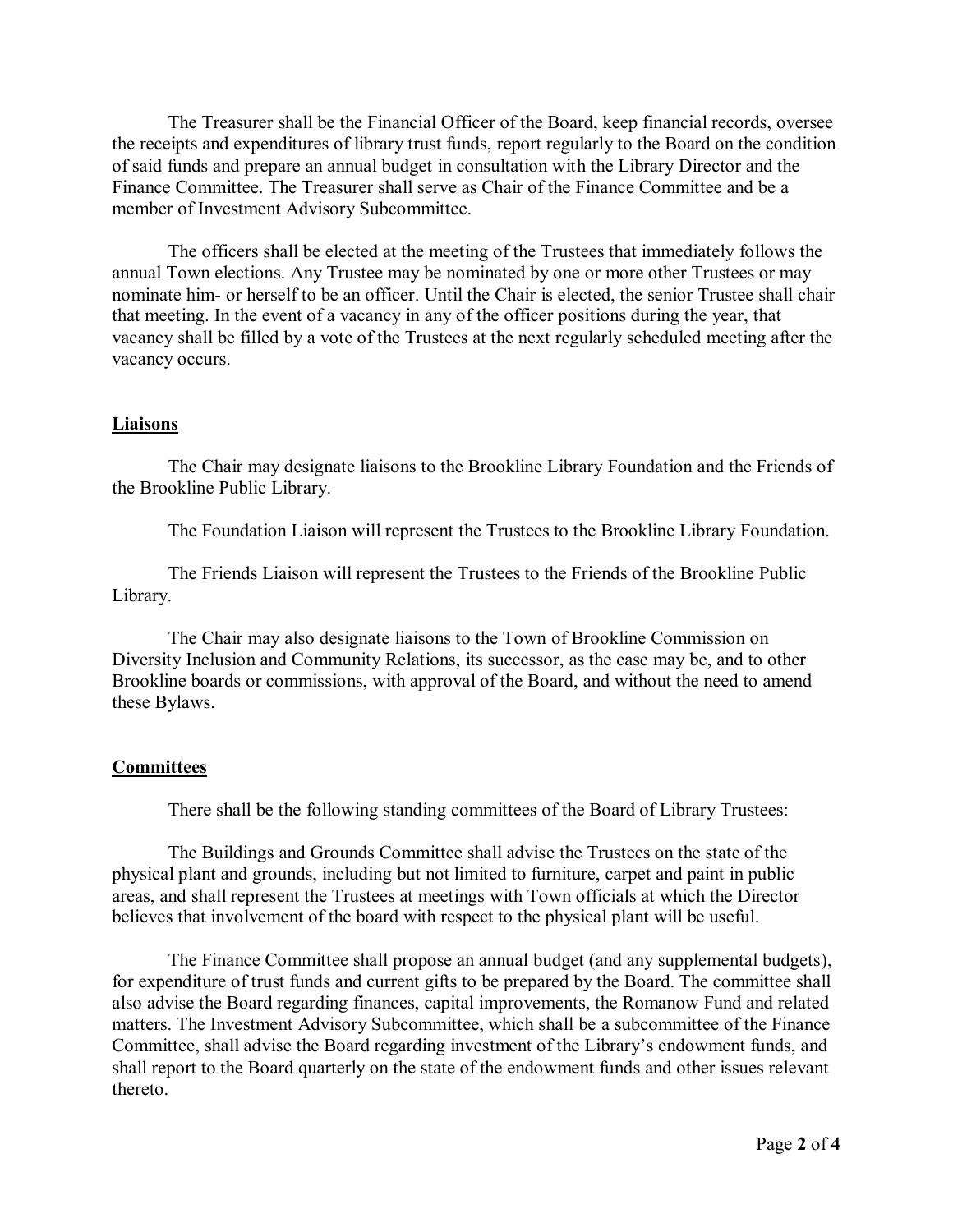The Treasurer shall be the Financial Officer of the Board, keep financial records, oversee the receipts and expenditures of library trust funds, report regularly to the Board on the condition of said funds and prepare an annual budget in consultation with the Library Director and the Finance Committee. The Treasurer shall serve as Chair of the Finance Committee and be a member of Investment Advisory Subcommittee.

The officers shall be elected at the meeting of the Trustees that immediately follows the annual Town elections. Any Trustee may be nominated by one or more other Trustees or may nominate him- or herself to be an officer. Until the Chair is elected, the senior Trustee shall chair that meeting. In the event of a vacancy in any of the officer positions during the year, that vacancy shall be filled by a vote of the Trustees at the next regularly scheduled meeting after the vacancy occurs.

## Liaisons

The Chair may designate liaisons to the Brookline Library Foundation and the Friends of the Brookline Public Library.

The Foundation Liaison will represent the Trustees to the Brookline Library Foundation.

The Friends Liaison will represent the Trustees to the Friends of the Brookline Public Library.

The Chair may also designate liaisons to the Town of Brookline Commission on Diversity Inclusion and Community Relations, its successor, as the case may be, and to other Brookline boards or commissions, with approval of the Board, and without the need to amend these Bylaws.

## Committees

There shall be the following standing committees of the Board of Library Trustees:

The Buildings and Grounds Committee shall advise the Trustees on the state of the physical plant and grounds, including but not limited to furniture, carpet and paint in public areas, and shall represent the Trustees at meetings with Town officials at which the Director believes that involvement of the board with respect to the physical plant will be useful.

The Finance Committee shall propose an annual budget (and any supplemental budgets), for expenditure of trust funds and current gifts to be prepared by the Board. The committee shall also advise the Board regarding finances, capital improvements, the Romanow Fund and related matters. The Investment Advisory Subcommittee, which shall be a subcommittee of the Finance Committee, shall advise the Board regarding investment of the Library's endowment funds, and shall report to the Board quarterly on the state of the endowment funds and other issues relevant thereto.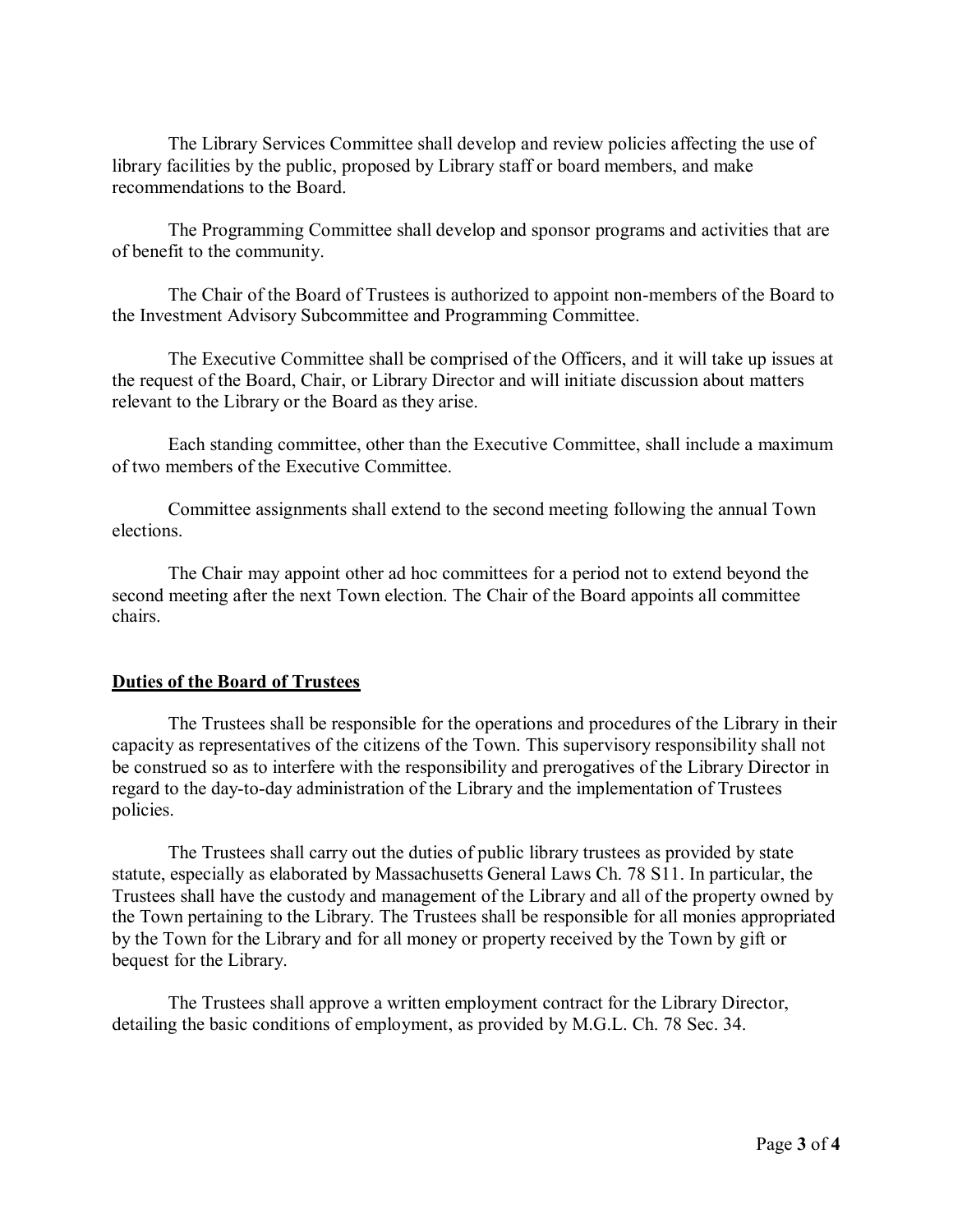The Library Services Committee shall develop and review policies affecting the use of library facilities by the public, proposed by Library staff or board members, and make recommendations to the Board.

The Programming Committee shall develop and sponsor programs and activities that are of benefit to the community.

The Chair of the Board of Trustees is authorized to appoint non-members of the Board to the Investment Advisory Subcommittee and Programming Committee.

The Executive Committee shall be comprised of the Officers, and it will take up issues at the request of the Board, Chair, or Library Director and will initiate discussion about matters relevant to the Library or the Board as they arise.

Each standing committee, other than the Executive Committee, shall include a maximum of two members of the Executive Committee.

Committee assignments shall extend to the second meeting following the annual Town elections.

The Chair may appoint other ad hoc committees for a period not to extend beyond the second meeting after the next Town election. The Chair of the Board appoints all committee chairs.

## Duties of the Board of Trustees

The Trustees shall be responsible for the operations and procedures of the Library in their capacity as representatives of the citizens of the Town. This supervisory responsibility shall not be construed so as to interfere with the responsibility and prerogatives of the Library Director in regard to the day-to-day administration of the Library and the implementation of Trustees policies.

The Trustees shall carry out the duties of public library trustees as provided by state statute, especially as elaborated by Massachusetts General Laws Ch. 78 S11. In particular, the Trustees shall have the custody and management of the Library and all of the property owned by the Town pertaining to the Library. The Trustees shall be responsible for all monies appropriated by the Town for the Library and for all money or property received by the Town by gift or bequest for the Library.

The Trustees shall approve a written employment contract for the Library Director, detailing the basic conditions of employment, as provided by M.G.L. Ch. 78 Sec. 34.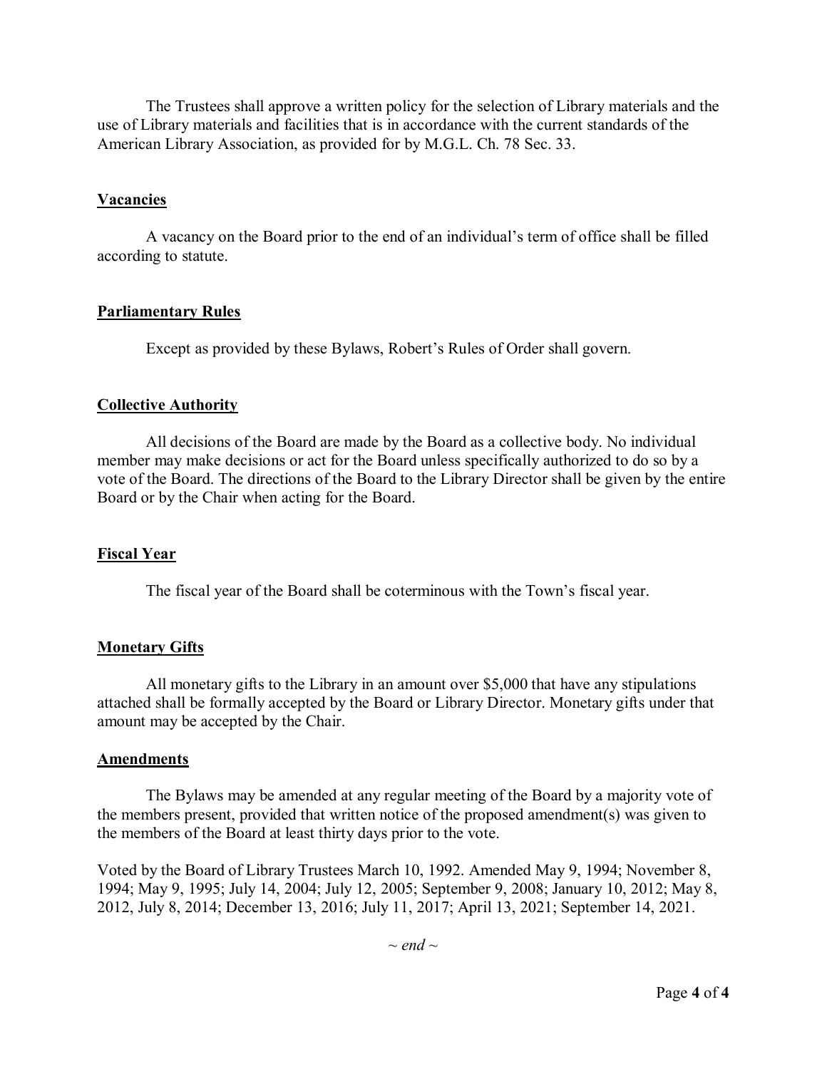The Trustees shall approve a written policy for the selection of Library materials and the use of Library materials and facilities that is in accordance with the current standards of the American Library Association, as provided for by M.G.L. Ch. 78 Sec. 33.

## Vacancies

A vacancy on the Board prior to the end of an individual's term of office shall be filled according to statute.

## Parliamentary Rules

Except as provided by these Bylaws, Robert's Rules of Order shall govern.

## Collective Authority

All decisions of the Board are made by the Board as a collective body. No individual member may make decisions or act for the Board unless specifically authorized to do so by a vote of the Board. The directions of the Board to the Library Director shall be given by the entire Board or by the Chair when acting for the Board.

## Fiscal Year

The fiscal year of the Board shall be coterminous with the Town's fiscal year.

## Monetary Gifts

All monetary gifts to the Library in an amount over $5,000 that have any stipulations attached shall be formally accepted by the Board or Library Director. Monetary gifts under that amount may be accepted by the Chair.

## Amendments

The Bylaws may be amended at any regular meeting of the Board by a majority vote of the members present, provided that written notice of the proposed amendment(s) was given to the members of the Board at least thirty days prior to the vote.

Voted by the Board of Library Trustees March 10, 1992. Amended May 9, 1994; November 8, 1994; May 9, 1995; July 14, 2004; July 12, 2005; September 9, 2008; January 10, 2012; May 8, 2012, July 8, 2014; December 13, 2016; July 11, 2017; April 13, 2021; September 14, 2021.

*~ end ~*